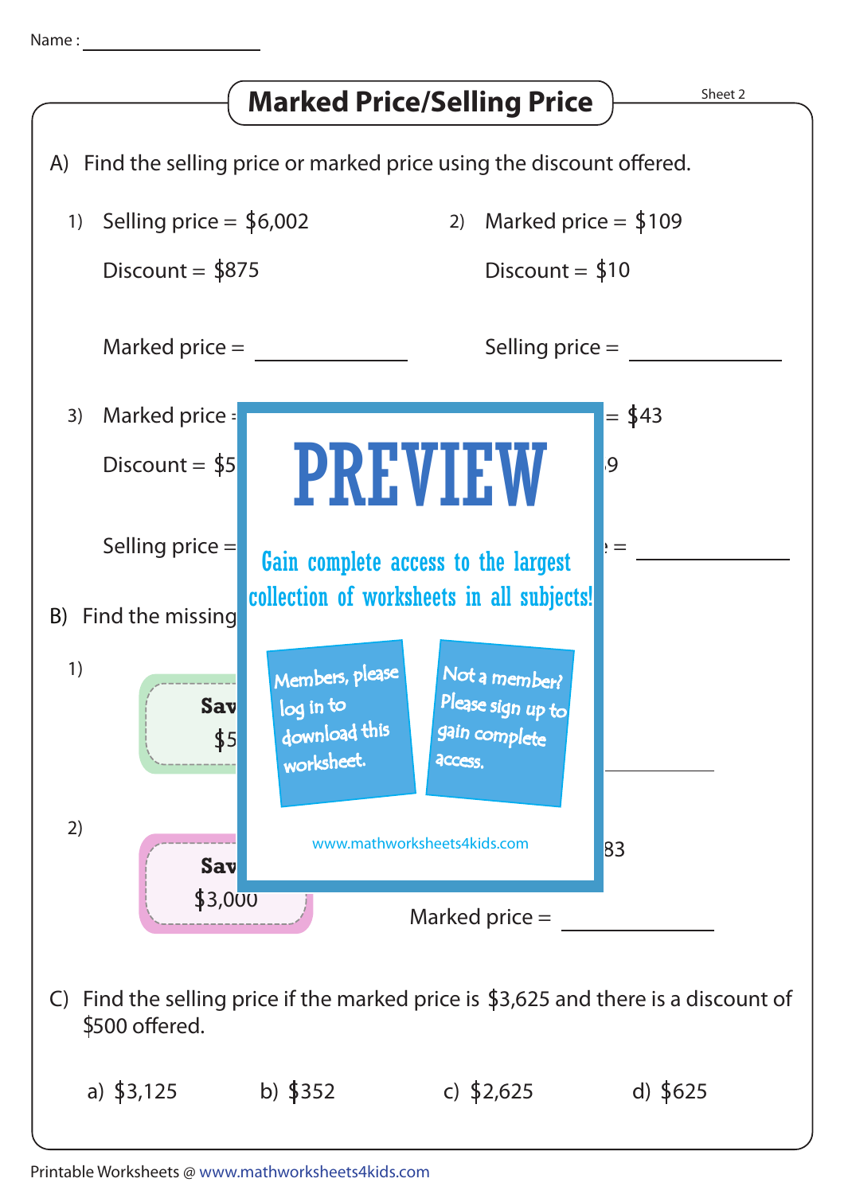Name : ________________

# Marked Price/Selling Price

Sheet 2

A) Find the selling price or marked price using the discount offered.

1) Selling price = $6,002

Discount = $875

Marked price = ____________

2) Marked price = $109

Discount = $10

Selling price = ____________

3) Marked price =

Discount = $5

Selling price =

= $43

9

= ____________

B) Find the missing

1)

Sav

$5

____________

2)

Sav

$3,000

83

Marked price = ____________

PREVIEW

Gain complete access to the largest collection of worksheets in all subjects!

Members, please log in to download this worksheet.

Not a member? Please sign up to gain complete access.

www.mathworksheets4kids.com

C) Find the selling price if the marked price is $3,625 and there is a discount of $500 offered.

a) $3,125 b) $352 c) $2,625 d) $625

Printable Worksheets @ www.mathworksheets4kids.com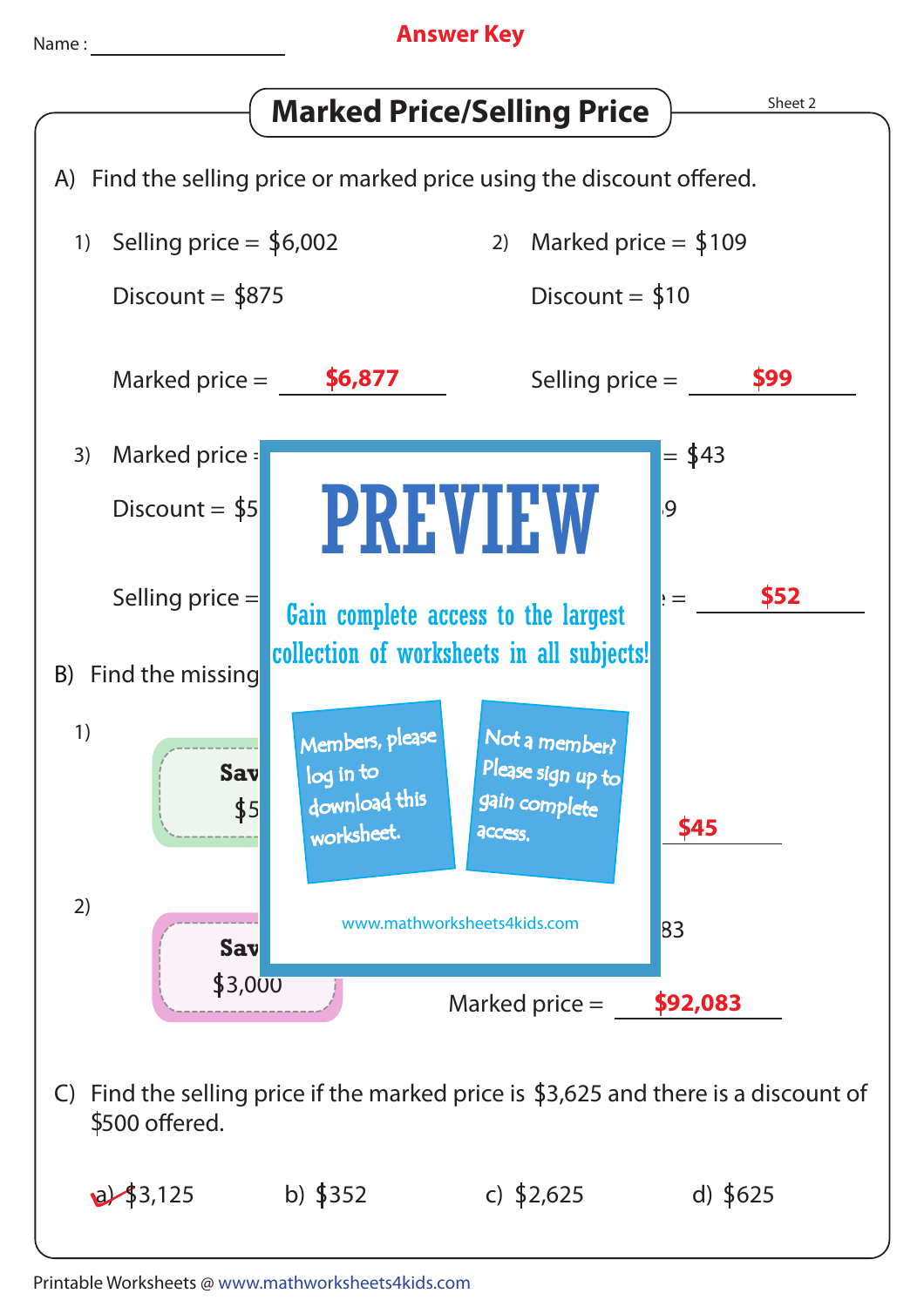Name : ____________________

**Answer Key**

# Marked Price/Selling Price

Sheet 2

A) Find the selling price or marked price using the discount offered.

1) Selling price = \$6,002

Discount = \$875

Marked price = **\$6,877**

2) Marked price = \$109

Discount = \$10

Selling price = **\$99**

3) Marked price =

Discount = \$5

Selling price =

= \$43

9

= **\$52**

PREVIEW

Gain complete access to the largest collection of worksheets in all subjects!

Members, please log in to download this worksheet.

Not a member? Please sign up to gain complete access.

www.mathworksheets4kids.com

B) Find the missing

1)

Sav

\$5

**\$45**

2)

Sav

\$3,000

83

Marked price = **\$92,083**

C) Find the selling price if the marked price is \$3,625 and there is a discount of \$500 offered.

a) \$3,125 ✓   b) \$352   c) \$2,625   d) \$625

Printable Worksheets @ www.mathworksheets4kids.com